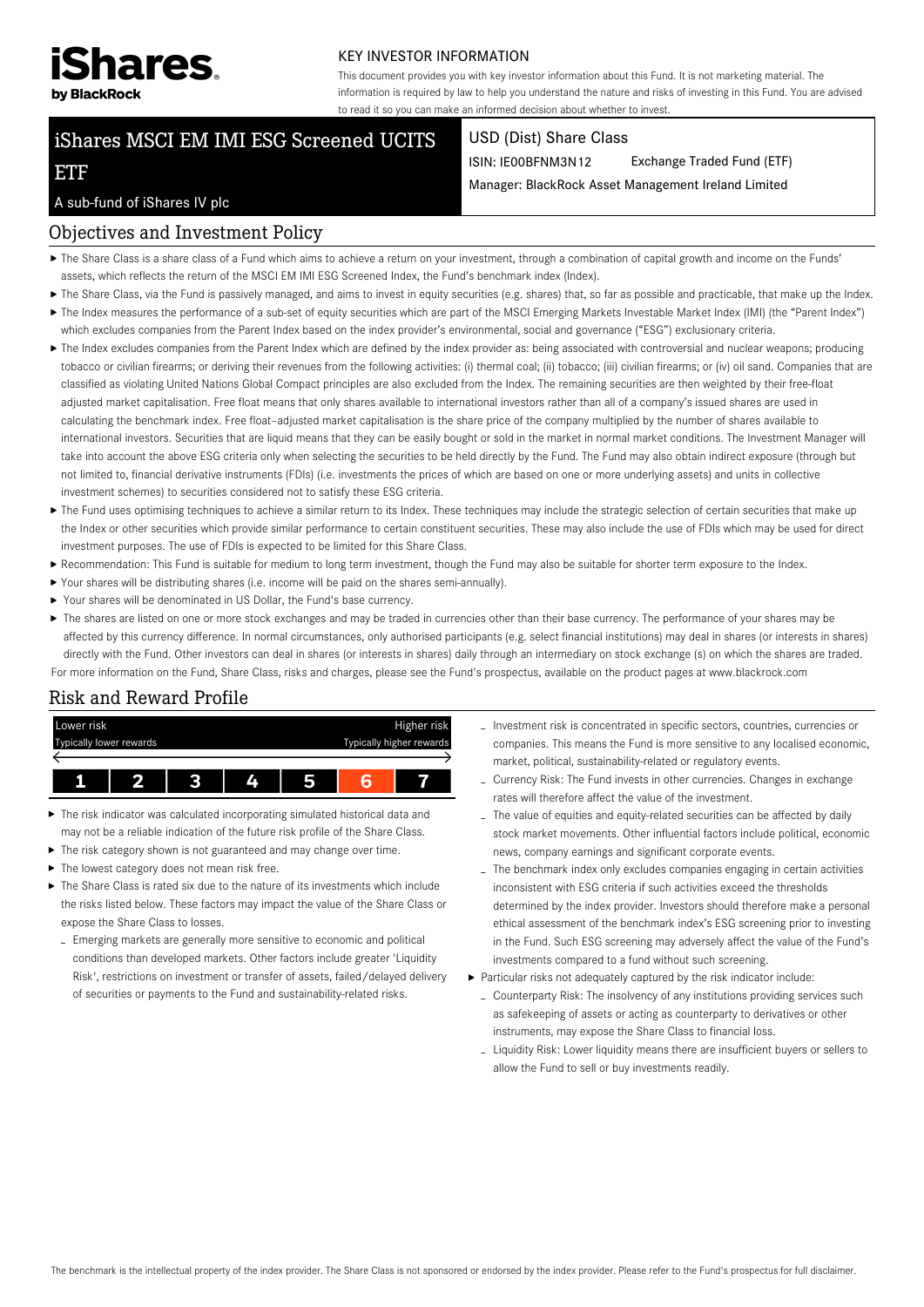iShares by BlackRock

KEY INVESTOR INFORMATION

This document provides you with key investor information about this Fund. It is not marketing material. The information is required by law to help you understand the nature and risks of investing in this Fund. You are advised to read it so you can make an informed decision about whether to invest.

# iShares MSCI EM IMI ESG Screened UCITS ETF

A sub-fund of iShares IV plc

USD (Dist) Share Class

ISIN: IE00BFNM3N12 Exchange Traded Fund (ETF)

Manager: BlackRock Asset Management Ireland Limited

## Objectives and Investment Policy

- The Share Class is a share class of a Fund which aims to achieve a return on your investment, through a combination of capital growth and income on the Funds' assets, which reflects the return of the MSCI EM IMI ESG Screened Index, the Fund's benchmark index (Index).
- The Share Class, via the Fund is passively managed, and aims to invest in equity securities (e.g. shares) that, so far as possible and practicable, that make up the Index.
- The Index measures the performance of a sub-set of equity securities which are part of the MSCI Emerging Markets Investable Market Index (IMI) (the "Parent Index") which excludes companies from the Parent Index based on the index provider's environmental, social and governance ("ESG") exclusionary criteria.
- The Index excludes companies from the Parent Index which are defined by the index provider as: being associated with controversial and nuclear weapons; producing tobacco or civilian firearms; or deriving their revenues from the following activities: (i) thermal coal; (ii) tobacco; (iii) civilian firearms; or (iv) oil sand. Companies that are classified as violating United Nations Global Compact principles are also excluded from the Index. The remaining securities are then weighted by their free-float adjusted market capitalisation. Free float means that only shares available to international investors rather than all of a company's issued shares are used in calculating the benchmark index. Free float–adjusted market capitalisation is the share price of the company multiplied by the number of shares available to international investors. Securities that are liquid means that they can be easily bought or sold in the market in normal market conditions. The Investment Manager will take into account the above ESG criteria only when selecting the securities to be held directly by the Fund. The Fund may also obtain indirect exposure (through but not limited to, financial derivative instruments (FDIs) (i.e. investments the prices of which are based on one or more underlying assets) and units in collective investment schemes) to securities considered not to satisfy these ESG criteria.
- The Fund uses optimising techniques to achieve a similar return to its Index. These techniques may include the strategic selection of certain securities that make up the Index or other securities which provide similar performance to certain constituent securities. These may also include the use of FDIs which may be used for direct investment purposes. The use of FDIs is expected to be limited for this Share Class.
- Recommendation: This Fund is suitable for medium to long term investment, though the Fund may also be suitable for shorter term exposure to the Index.
- Your shares will be distributing shares (i.e. income will be paid on the shares semi-annually).
- Your shares will be denominated in US Dollar, the Fund's base currency.
- The shares are listed on one or more stock exchanges and may be traded in currencies other than their base currency. The performance of your shares may be affected by this currency difference. In normal circumstances, only authorised participants (e.g. select financial institutions) may deal in shares (or interests in shares) directly with the Fund. Other investors can deal in shares (or interests in shares) daily through an intermediary on stock exchange (s) on which the shares are traded.

For more information on the Fund, Share Class, risks and charges, please see the Fund's prospectus, available on the product pages at www.blackrock.com

## Risk and Reward Profile

| Lower risk | | | | | | Higher risk |
|---|---|---|---|---|---|---|
| Typically lower rewards | | | | | | Typically higher rewards |
| 1 | 2 | 3 | 4 | 5 | **6** | 7 |

- The risk indicator was calculated incorporating simulated historical data and may not be a reliable indication of the future risk profile of the Share Class.
- The risk category shown is not guaranteed and may change over time.
- The lowest category does not mean risk free.
- The Share Class is rated six due to the nature of its investments which include the risks listed below. These factors may impact the value of the Share Class or expose the Share Class to losses.
  - Emerging markets are generally more sensitive to economic and political conditions than developed markets. Other factors include greater 'Liquidity Risk', restrictions on investment or transfer of assets, failed/delayed delivery of securities or payments to the Fund and sustainability-related risks.
  - Investment risk is concentrated in specific sectors, countries, currencies or companies. This means the Fund is more sensitive to any localised economic, market, political, sustainability-related or regulatory events.
  - Currency Risk: The Fund invests in other currencies. Changes in exchange rates will therefore affect the value of the investment.
  - The value of equities and equity-related securities can be affected by daily stock market movements. Other influential factors include political, economic news, company earnings and significant corporate events.
  - The benchmark index only excludes companies engaging in certain activities inconsistent with ESG criteria if such activities exceed the thresholds determined by the index provider. Investors should therefore make a personal ethical assessment of the benchmark index's ESG screening prior to investing in the Fund. Such ESG screening may adversely affect the value of the Fund's investments compared to a fund without such screening.
- Particular risks not adequately captured by the risk indicator include:
  - Counterparty Risk: The insolvency of any institutions providing services such as safekeeping of assets or acting as counterparty to derivatives or other instruments, may expose the Share Class to financial loss.
  - Liquidity Risk: Lower liquidity means there are insufficient buyers or sellers to allow the Fund to sell or buy investments readily.

The benchmark is the intellectual property of the index provider. The Share Class is not sponsored or endorsed by the index provider. Please refer to the Fund's prospectus for full disclaimer.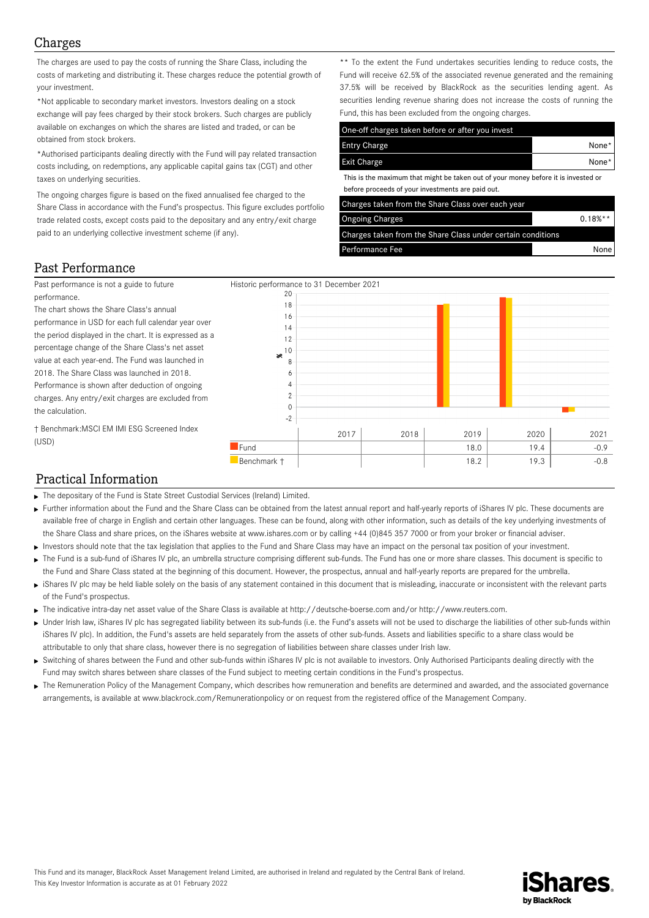## Charges

The charges are used to pay the costs of running the Share Class, including the costs of marketing and distributing it. These charges reduce the potential growth of your investment.

*Not applicable to secondary market investors. Investors dealing on a stock exchange will pay fees charged by their stock brokers. Such charges are publicly available on exchanges on which the shares are listed and traded, or can be obtained from stock brokers.

*Authorised participants dealing directly with the Fund will pay related transaction costs including, on redemptions, any applicable capital gains tax (CGT) and other taxes on underlying securities.

The ongoing charges figure is based on the fixed annualised fee charged to the Share Class in accordance with the Fund's prospectus. This figure excludes portfolio trade related costs, except costs paid to the depositary and any entry/exit charge paid to an underlying collective investment scheme (if any).

** To the extent the Fund undertakes securities lending to reduce costs, the Fund will receive 62.5% of the associated revenue generated and the remaining 37.5% will be received by BlackRock as the securities lending agent. As securities lending revenue sharing does not increase the costs of running the Fund, this has been excluded from the ongoing charges.

| One-off charges taken before or after you invest | |
|---|---|
| Entry Charge | None* |
| Exit Charge | None* |

This is the maximum that might be taken out of your money before it is invested or before proceeds of your investments are paid out.

| Charges taken from the Share Class over each year | |
|---|---|
| Ongoing Charges | 0.18%** |
| **Charges taken from the Share Class under certain conditions** | |
| Performance Fee | None |

## Past Performance

Past performance is not a guide to future performance.

The chart shows the Share Class's annual performance in USD for each full calendar year over the period displayed in the chart. It is expressed as a percentage change of the Share Class's net asset value at each year-end. The Fund was launched in 2018. The Share Class was launched in 2018.

Performance is shown after deduction of ongoing charges. Any entry/exit charges are excluded from the calculation.

† Benchmark:MSCI EM IMI ESG Screened Index (USD)

Historic performance to 31 December 2021

%

20
18
16
14
12
10
8
6
4
2
0
-2

| | 2017 | 2018 | 2019 | 2020 | 2021 |
|---|---|---|---|---|---|
| Fund | | | 18.0 | 19.4 | -0.9 |
| Benchmark † | | | 18.2 | 19.3 | -0.8 |

## Practical Information

- The depositary of the Fund is State Street Custodial Services (Ireland) Limited.
- Further information about the Fund and the Share Class can be obtained from the latest annual report and half-yearly reports of iShares IV plc. These documents are available free of charge in English and certain other languages. These can be found, along with other information, such as details of the key underlying investments of the Share Class and share prices, on the iShares website at www.ishares.com or by calling +44 (0)845 357 7000 or from your broker or financial adviser.
- Investors should note that the tax legislation that applies to the Fund and Share Class may have an impact on the personal tax position of your investment.
- The Fund is a sub-fund of iShares IV plc, an umbrella structure comprising different sub-funds. The Fund has one or more share classes. This document is specific to the Fund and Share Class stated at the beginning of this document. However, the prospectus, annual and half-yearly reports are prepared for the umbrella.
- iShares IV plc may be held liable solely on the basis of any statement contained in this document that is misleading, inaccurate or inconsistent with the relevant parts of the Fund's prospectus.
- The indicative intra-day net asset value of the Share Class is available at http://deutsche-boerse.com and/or http://www.reuters.com.
- Under Irish law, iShares IV plc has segregated liability between its sub-funds (i.e. the Fund's assets will not be used to discharge the liabilities of other sub-funds within iShares IV plc). In addition, the Fund's assets are held separately from the assets of other sub-funds. Assets and liabilities specific to a share class would be attributable to only that share class, however there is no segregation of liabilities between share classes under Irish law.
- Switching of shares between the Fund and other sub-funds within iShares IV plc is not available to investors. Only Authorised Participants dealing directly with the Fund may switch shares between share classes of the Fund subject to meeting certain conditions in the Fund's prospectus.
- The Remuneration Policy of the Management Company, which describes how remuneration and benefits are determined and awarded, and the associated governance arrangements, is available at www.blackrock.com/Remunerationpolicy or on request from the registered office of the Management Company.

This Fund and its manager, BlackRock Asset Management Ireland Limited, are authorised in Ireland and regulated by the Central Bank of Ireland.
This Key Investor Information is accurate as at 01 February 2022

iShares by BlackRock